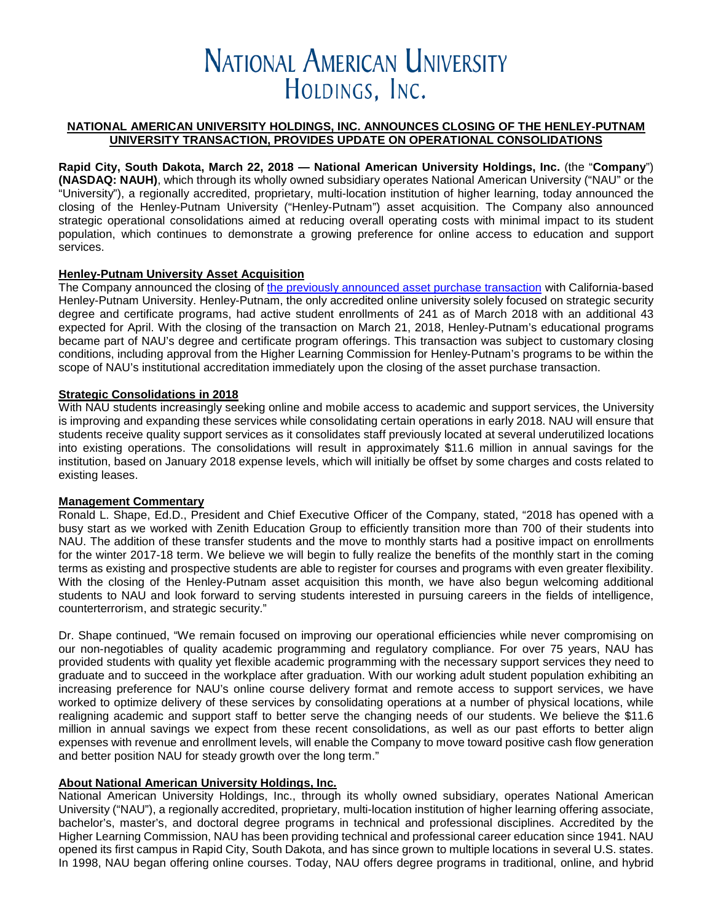# NATIONAL AMERICAN UNIVERSITY HOLDINGS, INC.

## NATIONAL AMERICAN UNIVERSITY HOLDINGS, INC. ANNOUNCES CLOSING OF THE HENLEY-PUTNAM UNIVERSITY TRANSACTION, PROVIDES UPDATE ON OPERATIONAL CONSOLIDATIONS

**Rapid City, South Dakota, March 22, 2018 — National American University Holdings, Inc.** (the "**Company**") **(NASDAQ: NAUH)**, which through its wholly owned subsidiary operates National American University ("NAU" or the "University"), a regionally accredited, proprietary, multi-location institution of higher learning, today announced the closing of the Henley-Putnam University ("Henley-Putnam") asset acquisition. The Company also announced strategic operational consolidations aimed at reducing overall operating costs with minimal impact to its student population, which continues to demonstrate a growing preference for online access to education and support services.

### Henley-Putnam University Asset Acquisition

The Company announced the closing of the previously announced asset purchase transaction with California-based Henley-Putnam University. Henley-Putnam, the only accredited online university solely focused on strategic security degree and certificate programs, had active student enrollments of 241 as of March 2018 with an additional 43 expected for April. With the closing of the transaction on March 21, 2018, Henley-Putnam's educational programs became part of NAU's degree and certificate program offerings. This transaction was subject to customary closing conditions, including approval from the Higher Learning Commission for Henley-Putnam's programs to be within the scope of NAU's institutional accreditation immediately upon the closing of the asset purchase transaction.

### Strategic Consolidations in 2018

With NAU students increasingly seeking online and mobile access to academic and support services, the University is improving and expanding these services while consolidating certain operations in early 2018. NAU will ensure that students receive quality support services as it consolidates staff previously located at several underutilized locations into existing operations. The consolidations will result in approximately $11.6 million in annual savings for the institution, based on January 2018 expense levels, which will initially be offset by some charges and costs related to existing leases.

### Management Commentary

Ronald L. Shape, Ed.D., President and Chief Executive Officer of the Company, stated, "2018 has opened with a busy start as we worked with Zenith Education Group to efficiently transition more than 700 of their students into NAU. The addition of these transfer students and the move to monthly starts had a positive impact on enrollments for the winter 2017-18 term. We believe we will begin to fully realize the benefits of the monthly start in the coming terms as existing and prospective students are able to register for courses and programs with even greater flexibility. With the closing of the Henley-Putnam asset acquisition this month, we have also begun welcoming additional students to NAU and look forward to serving students interested in pursuing careers in the fields of intelligence, counterterrorism, and strategic security."

Dr. Shape continued, "We remain focused on improving our operational efficiencies while never compromising on our non-negotiables of quality academic programming and regulatory compliance. For over 75 years, NAU has provided students with quality yet flexible academic programming with the necessary support services they need to graduate and to succeed in the workplace after graduation. With our working adult student population exhibiting an increasing preference for NAU's online course delivery format and remote access to support services, we have worked to optimize delivery of these services by consolidating operations at a number of physical locations, while realigning academic and support staff to better serve the changing needs of our students. We believe the $11.6 million in annual savings we expect from these recent consolidations, as well as our past efforts to better align expenses with revenue and enrollment levels, will enable the Company to move toward positive cash flow generation and better position NAU for steady growth over the long term."

### About National American University Holdings, Inc.

National American University Holdings, Inc., through its wholly owned subsidiary, operates National American University ("NAU"), a regionally accredited, proprietary, multi-location institution of higher learning offering associate, bachelor's, master's, and doctoral degree programs in technical and professional disciplines. Accredited by the Higher Learning Commission, NAU has been providing technical and professional career education since 1941. NAU opened its first campus in Rapid City, South Dakota, and has since grown to multiple locations in several U.S. states. In 1998, NAU began offering online courses. Today, NAU offers degree programs in traditional, online, and hybrid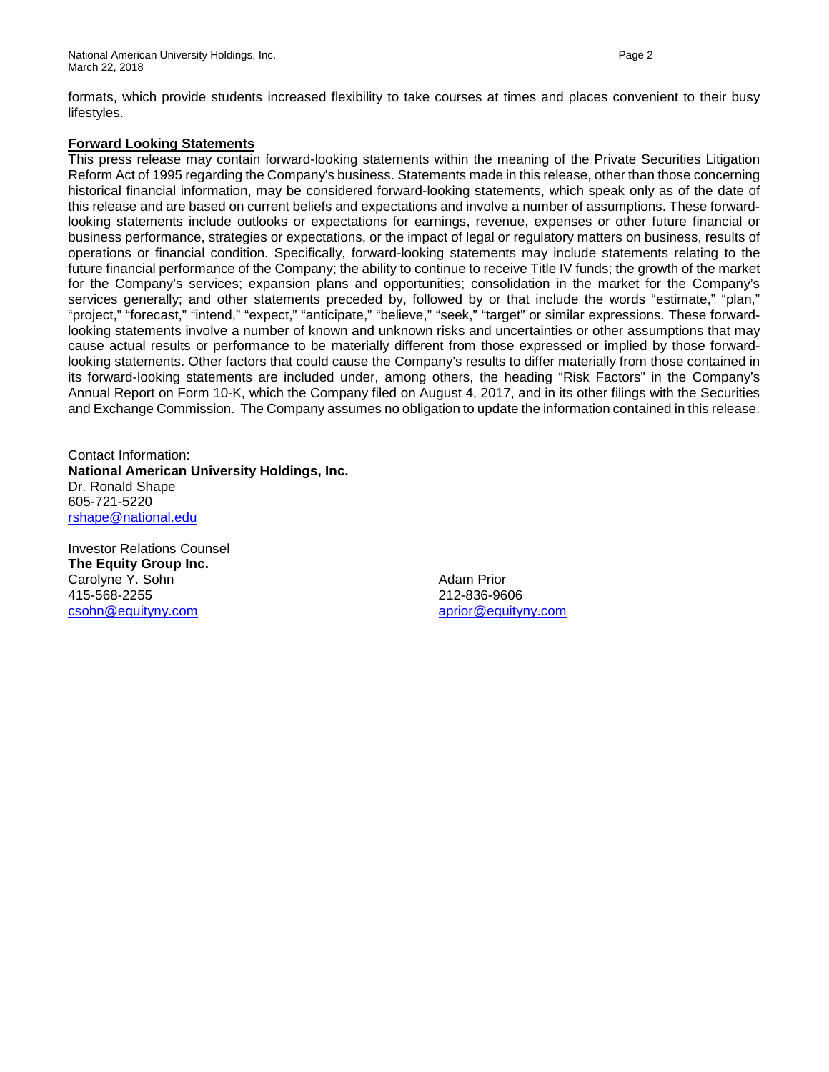formats, which provide students increased flexibility to take courses at times and places convenient to their busy lifestyles.

**Forward Looking Statements**

This press release may contain forward-looking statements within the meaning of the Private Securities Litigation Reform Act of 1995 regarding the Company's business. Statements made in this release, other than those concerning historical financial information, may be considered forward-looking statements, which speak only as of the date of this release and are based on current beliefs and expectations and involve a number of assumptions. These forward-looking statements include outlooks or expectations for earnings, revenue, expenses or other future financial or business performance, strategies or expectations, or the impact of legal or regulatory matters on business, results of operations or financial condition. Specifically, forward-looking statements may include statements relating to the future financial performance of the Company; the ability to continue to receive Title IV funds; the growth of the market for the Company's services; expansion plans and opportunities; consolidation in the market for the Company's services generally; and other statements preceded by, followed by or that include the words "estimate," "plan," "project," "forecast," "intend," "expect," "anticipate," "believe," "seek," "target" or similar expressions. These forward-looking statements involve a number of known and unknown risks and uncertainties or other assumptions that may cause actual results or performance to be materially different from those expressed or implied by those forward-looking statements. Other factors that could cause the Company's results to differ materially from those contained in its forward-looking statements are included under, among others, the heading "Risk Factors" in the Company's Annual Report on Form 10-K, which the Company filed on August 4, 2017, and in its other filings with the Securities and Exchange Commission. The Company assumes no obligation to update the information contained in this release.

Contact Information:
**National American University Holdings, Inc.**
Dr. Ronald Shape
605-721-5220
rshape@national.edu

Investor Relations Counsel
**The Equity Group Inc.**
Carolyne Y. Sohn
415-568-2255
csohn@equityny.com

Adam Prior
212-836-9606
aprior@equityny.com